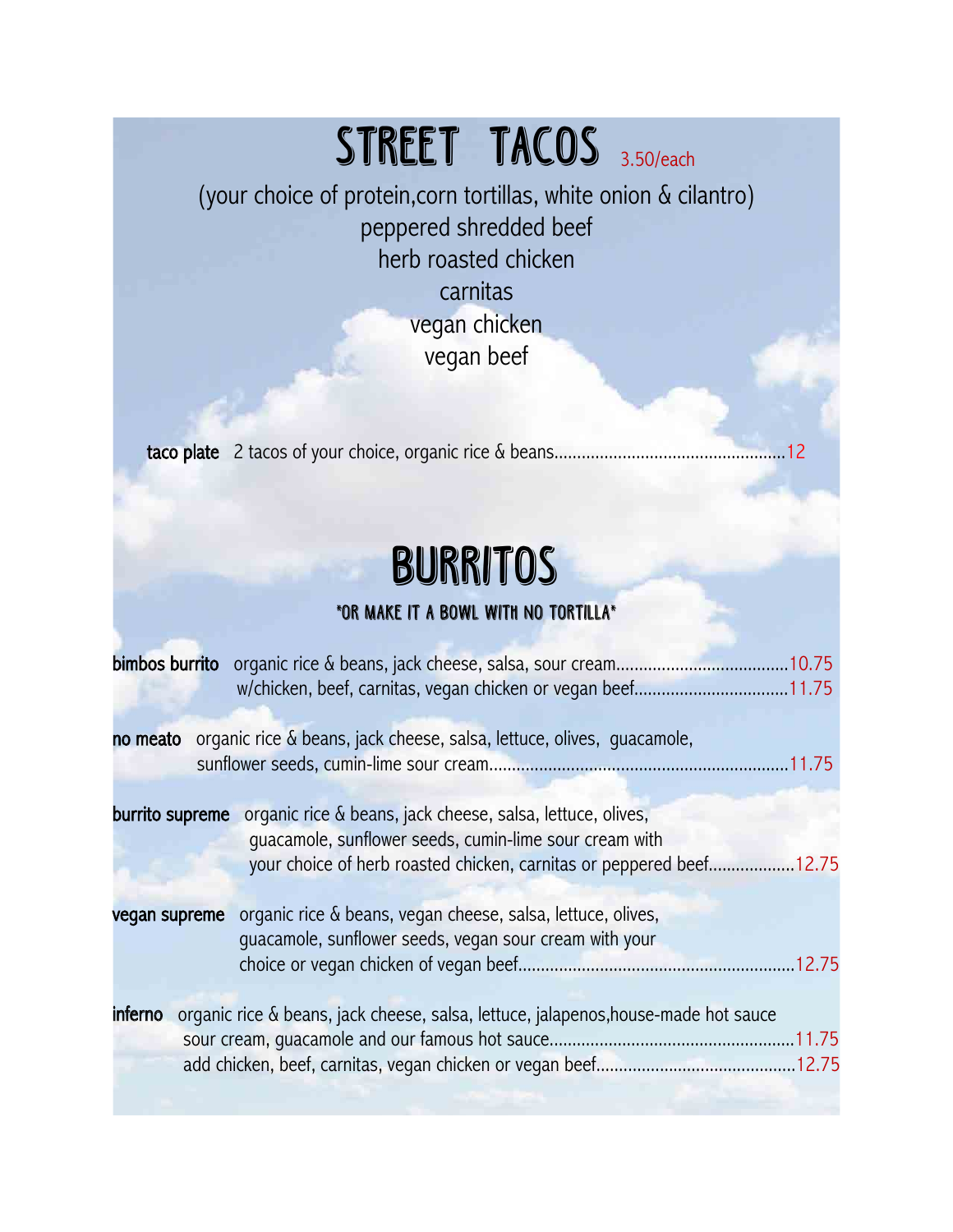# STREET TACOS 3.50/each

(your choice of protein,corn tortillas, white onion & cilantro)

peppered shredded beef
herb roasted chicken
carnitas
vegan chicken
vegan beef

**taco plate** 2 tacos of your choice, organic rice & beans....................................................12

# BURRITOS

**\*OR MAKE IT A BOWL WITH NO TORTILLA\***

**bimbos burrito** organic rice & beans, jack cheese, salsa, sour cream.....................................10.75
w/chicken, beef, carnitas, vegan chicken or vegan beef.................................11.75

**no meato** organic rice & beans, jack cheese, salsa, lettuce, olives, guacamole, sunflower seeds, cumin-lime sour cream.................................................................11.75

**burrito supreme** organic rice & beans, jack cheese, salsa, lettuce, olives, guacamole, sunflower seeds, cumin-lime sour cream with your choice of herb roasted chicken, carnitas or peppered beef...................12.75

**vegan supreme** organic rice & beans, vegan cheese, salsa, lettuce, olives, guacamole, sunflower seeds, vegan sour cream with your choice or vegan chicken of vegan beef............................................................12.75

**inferno** organic rice & beans, jack cheese, salsa, lettuce, jalapenos,house-made hot sauce sour cream, guacamole and our famous hot sauce.....................................................11.75
add chicken, beef, carnitas, vegan chicken or vegan beef............................................12.75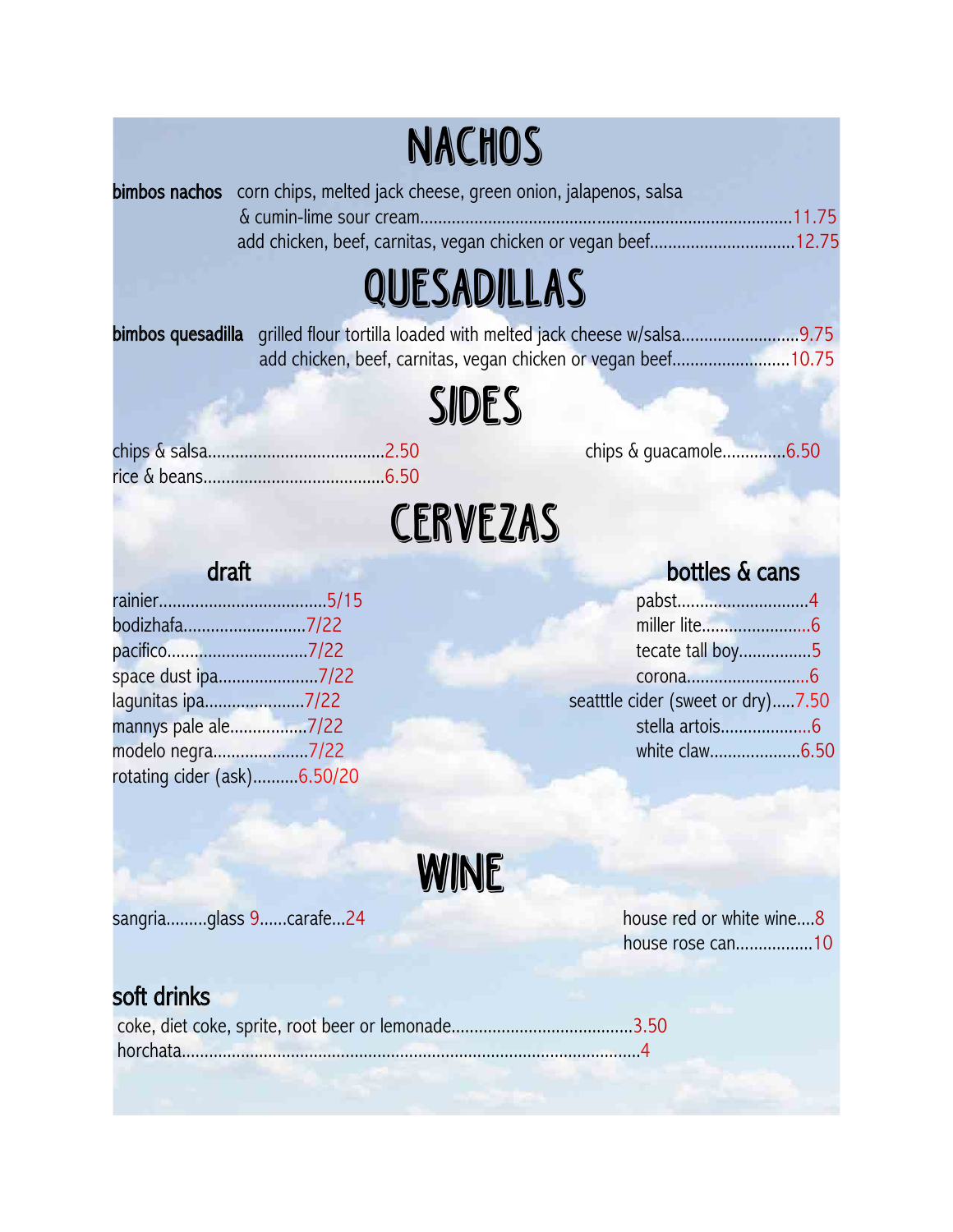# NACHOS

**bimbos nachos** corn chips, melted jack cheese, green onion, jalapenos, salsa & cumin-lime sour cream....................11.75

add chicken, beef, carnitas, vegan chicken or vegan beef....................12.75

# QUESADILLAS

**bimbos quesadilla** grilled flour tortilla loaded with melted jack cheese w/salsa....................9.75

add chicken, beef, carnitas, vegan chicken or vegan beef....................10.75

# SIDES

chips & salsa....................2.50

rice & beans....................6.50

chips & guacamole....................6.50

# CERVEZAS

## draft

rainier....................5/15

bodizhafa....................7/22

pacifico....................7/22

space dust ipa....................7/22

lagunitas ipa....................7/22

mannys pale ale....................7/22

modelo negra....................7/22

rotating cider (ask)....................6.50/20

## bottles & cans

pabst....................4

miller lite....................6

tecate tall boy....................5

corona....................6

seatttle cider (sweet or dry).....7.50

stella artois....................6

white claw....................6.50

# WINE

sangria.........glass 9......carafe...24

house red or white wine....8

house rose can....................10

## soft drinks

coke, diet coke, sprite, root beer or lemonade....................3.50

horchata....................4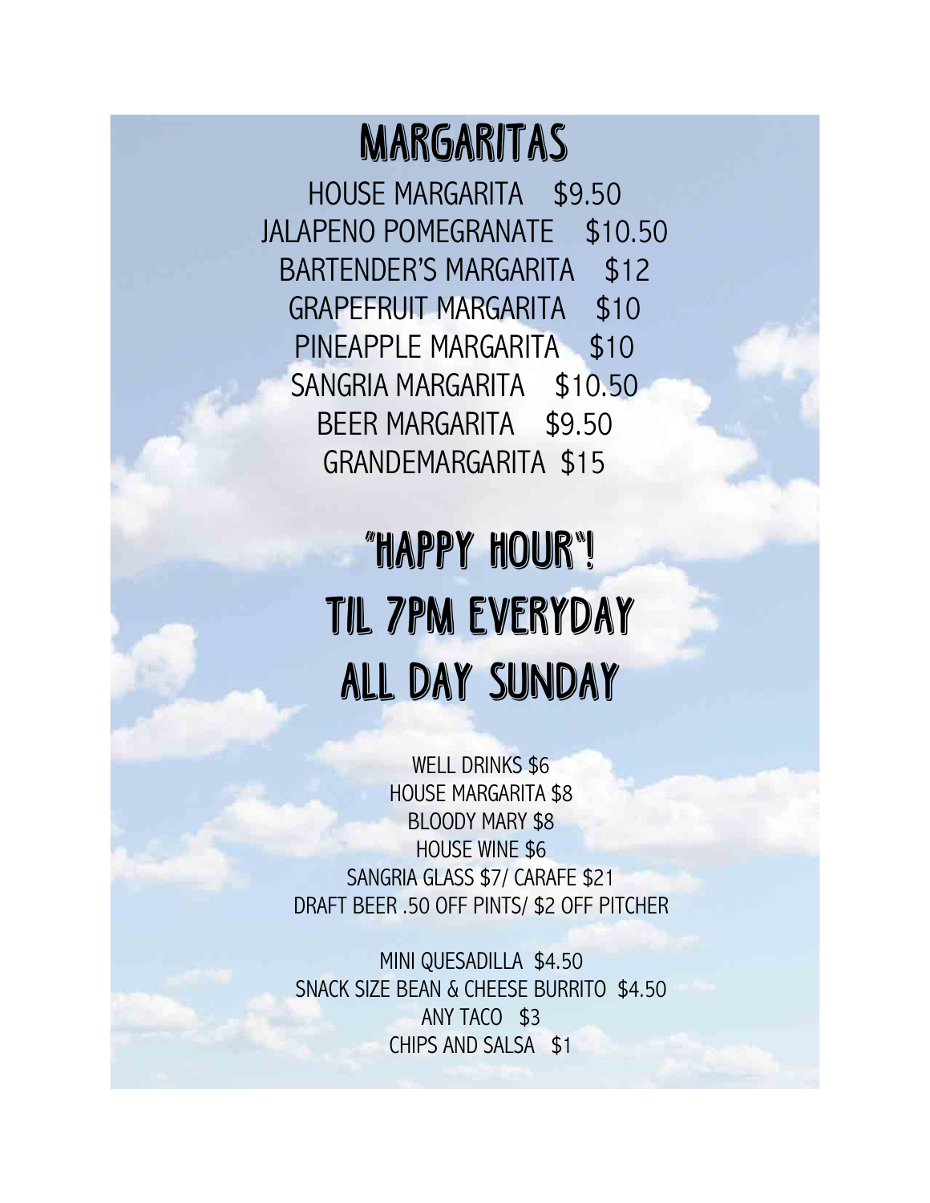# MARGARITAS

HOUSE MARGARITA $9.50
JALAPENO POMEGRANATE $10.50
BARTENDER'S MARGARITA $12
GRAPEFRUIT MARGARITA $10
PINEAPPLE MARGARITA $10
SANGRIA MARGARITA $10.50
BEER MARGARITA $9.50
GRANDEMARGARITA $15

# "HAPPY HOUR"!
# TIL 7PM EVERYDAY
# ALL DAY SUNDAY

WELL DRINKS $6
HOUSE MARGARITA $8
BLOODY MARY $8
HOUSE WINE $6
SANGRIA GLASS $7/ CARAFE $21
DRAFT BEER .50 OFF PINTS/ $2 OFF PITCHER

MINI QUESADILLA $4.50
SNACK SIZE BEAN & CHEESE BURRITO $4.50
ANY TACO $3
CHIPS AND SALSA $1